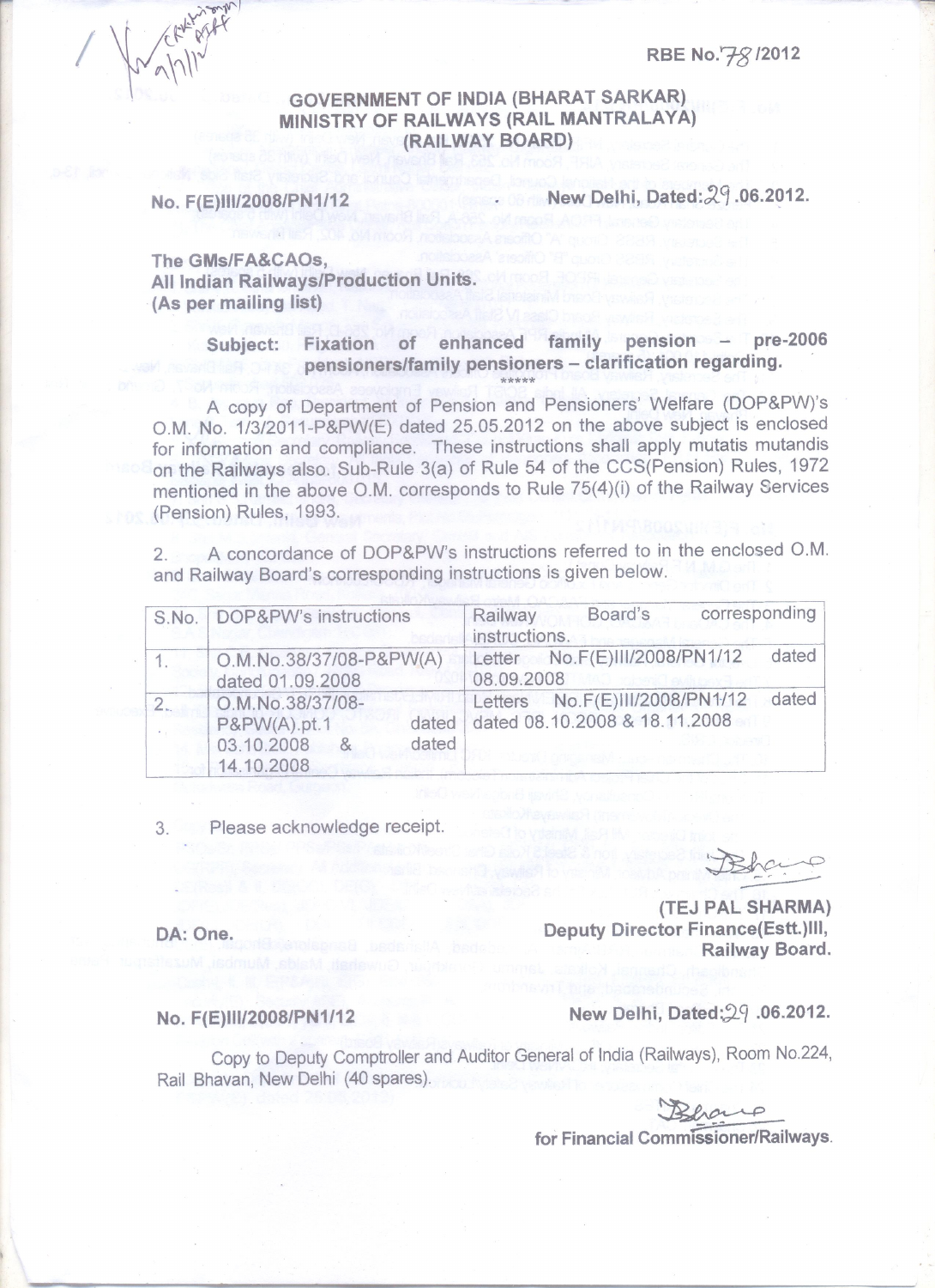RBE No.78/2012

**GOVERNMENT OF INDIA (BHARAT SARKAR)**
**MINISTRY OF RAILWAYS (RAIL MANTRALAYA)**
**(RAILWAY BOARD)**

**No. F(E)III/2008/PN1/12** **New Delhi, Dated:29.06.2012.**

**The GMs/FA&CAOs,**
**All Indian Railways/Production Units.**
**(As per mailing list)**

**Subject: Fixation of enhanced family pension – pre-2006 pensioners/family pensioners – clarification regarding.**

\*\*\*\*\*

A copy of Department of Pension and Pensioners' Welfare (DOP&PW)'s O.M. No. 1/3/2011-P&PW(E) dated 25.05.2012 on the above subject is enclosed for information and compliance. These instructions shall apply mutatis mutandis on the Railways also. Sub-Rule 3(a) of Rule 54 of the CCS(Pension) Rules, 1972 mentioned in the above O.M. corresponds to Rule 75(4)(i) of the Railway Services (Pension) Rules, 1993.

2. A concordance of DOP&PW's instructions referred to in the enclosed O.M. and Railway Board's corresponding instructions is given below.

| S.No. | DOP&PW's instructions | Railway Board's corresponding instructions. |
|---|---|---|
| 1. | O.M.No.38/37/08-P&PW(A) dated 01.09.2008 | Letter No.F(E)III/2008/PN1/12 dated 08.09.2008 |
| 2. | O.M.No.38/37/08-P&PW(A).pt.1 dated 03.10.2008 & dated 14.10.2008 | Letters No.F(E)III/2008/PN1/12 dated dated 08.10.2008 & 18.11.2008 |

3. Please acknowledge receipt.

DA: One.

**(TEJ PAL SHARMA)**
**Deputy Director Finance(Estt.)III,**
**Railway Board.**

**No. F(E)III/2008/PN1/12** **New Delhi, Dated:29.06.2012.**

Copy to Deputy Comptroller and Auditor General of India (Railways), Room No.224, Rail Bhavan, New Delhi (40 spares).

**for Financial Commissioner/Railways.**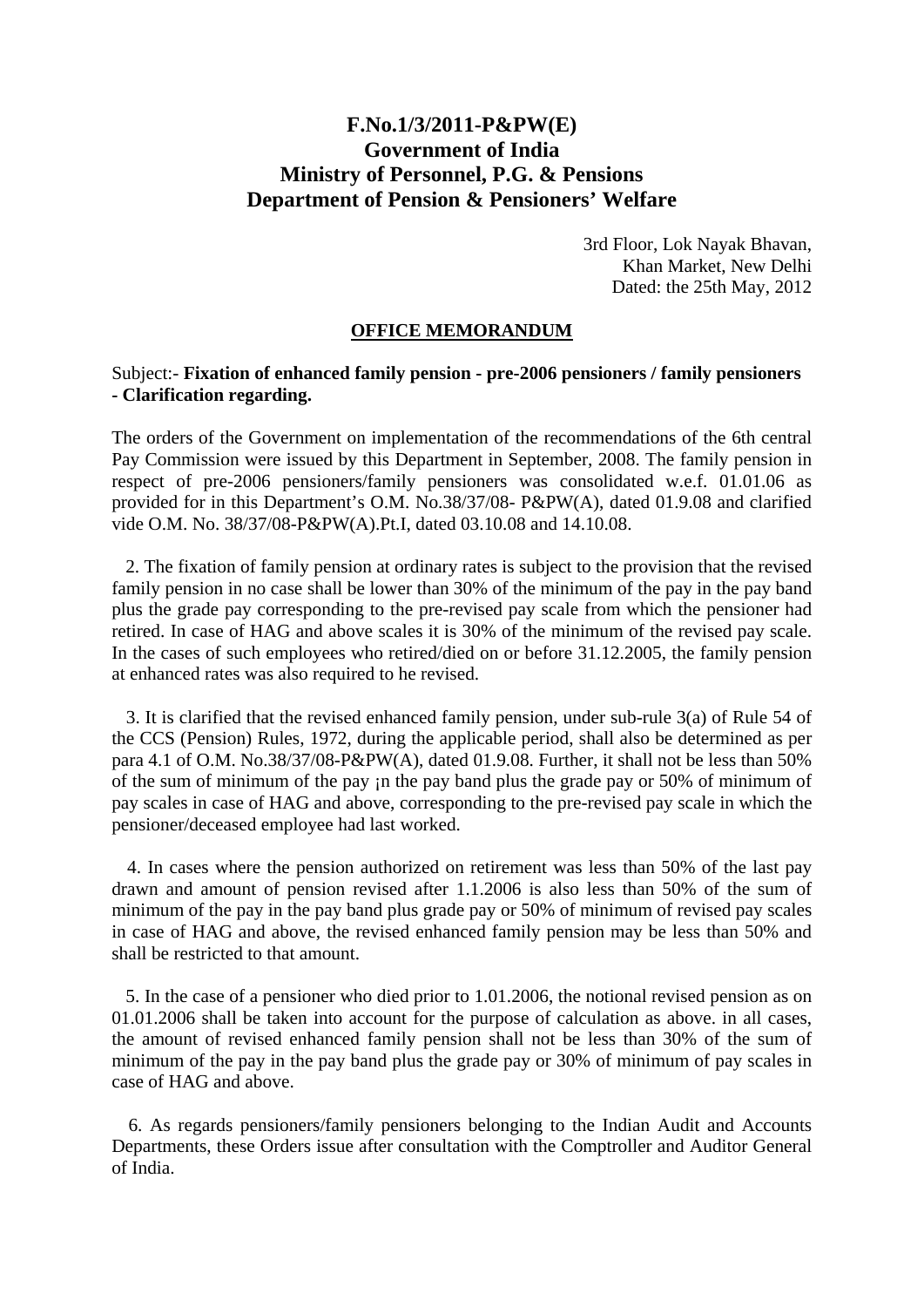**F.No.1/3/2011-P&PW(E)**
**Government of India**
**Ministry of Personnel, P.G. & Pensions**
**Department of Pension & Pensioners' Welfare**

3rd Floor, Lok Nayak Bhavan,
Khan Market, New Delhi
Dated: the 25th May, 2012

**OFFICE MEMORANDUM**

Subject:- **Fixation of enhanced family pension - pre-2006 pensioners / family pensioners - Clarification regarding.**

The orders of the Government on implementation of the recommendations of the 6th central Pay Commission were issued by this Department in September, 2008. The family pension in respect of pre-2006 pensioners/family pensioners was consolidated w.e.f. 01.01.06 as provided for in this Department's O.M. No.38/37/08- P&PW(A), dated 01.9.08 and clarified vide O.M. No. 38/37/08-P&PW(A).Pt.I, dated 03.10.08 and 14.10.08.

2. The fixation of family pension at ordinary rates is subject to the provision that the revised family pension in no case shall be lower than 30% of the minimum of the pay in the pay band plus the grade pay corresponding to the pre-revised pay scale from which the pensioner had retired. In case of HAG and above scales it is 30% of the minimum of the revised pay scale. In the cases of such employees who retired/died on or before 31.12.2005, the family pension at enhanced rates was also required to he revised.

3. It is clarified that the revised enhanced family pension, under sub-rule 3(a) of Rule 54 of the CCS (Pension) Rules, 1972, during the applicable period, shall also be determined as per para 4.1 of O.M. No.38/37/08-P&PW(A), dated 01.9.08. Further, it shall not be less than 50% of the sum of minimum of the pay ¡n the pay band plus the grade pay or 50% of minimum of pay scales in case of HAG and above, corresponding to the pre-revised pay scale in which the pensioner/deceased employee had last worked.

4. In cases where the pension authorized on retirement was less than 50% of the last pay drawn and amount of pension revised after 1.1.2006 is also less than 50% of the sum of minimum of the pay in the pay band plus grade pay or 50% of minimum of revised pay scales in case of HAG and above, the revised enhanced family pension may be less than 50% and shall be restricted to that amount.

5. In the case of a pensioner who died prior to 1.01.2006, the notional revised pension as on 01.01.2006 shall be taken into account for the purpose of calculation as above. in all cases, the amount of revised enhanced family pension shall not be less than 30% of the sum of minimum of the pay in the pay band plus the grade pay or 30% of minimum of pay scales in case of HAG and above.

6. As regards pensioners/family pensioners belonging to the Indian Audit and Accounts Departments, these Orders issue after consultation with the Comptroller and Auditor General of India.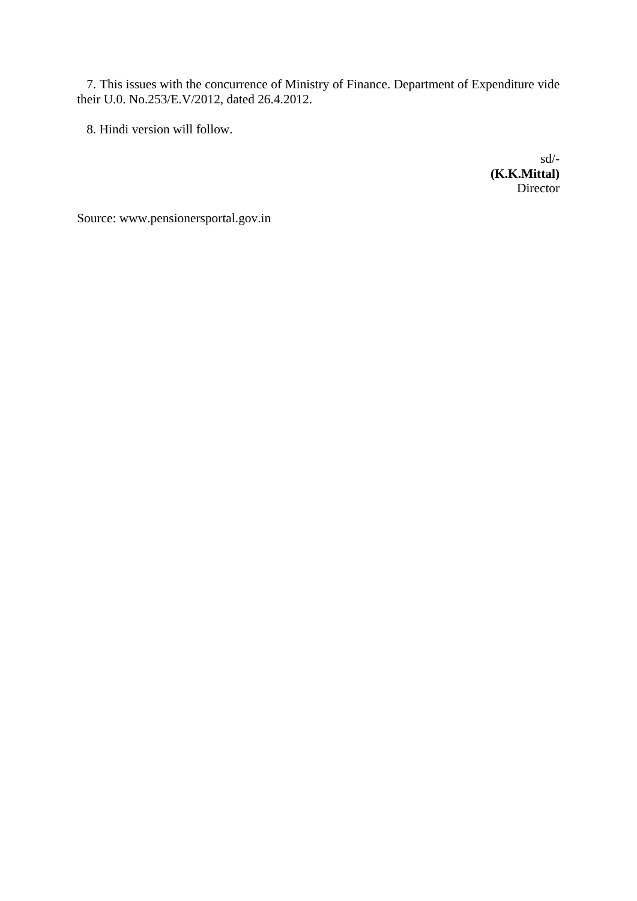7. This issues with the concurrence of Ministry of Finance. Department of Expenditure vide their U.0. No.253/E.V/2012, dated 26.4.2012.

8. Hindi version will follow.

sd/-
**(K.K.Mittal)**
Director

Source: www.pensionersportal.gov.in